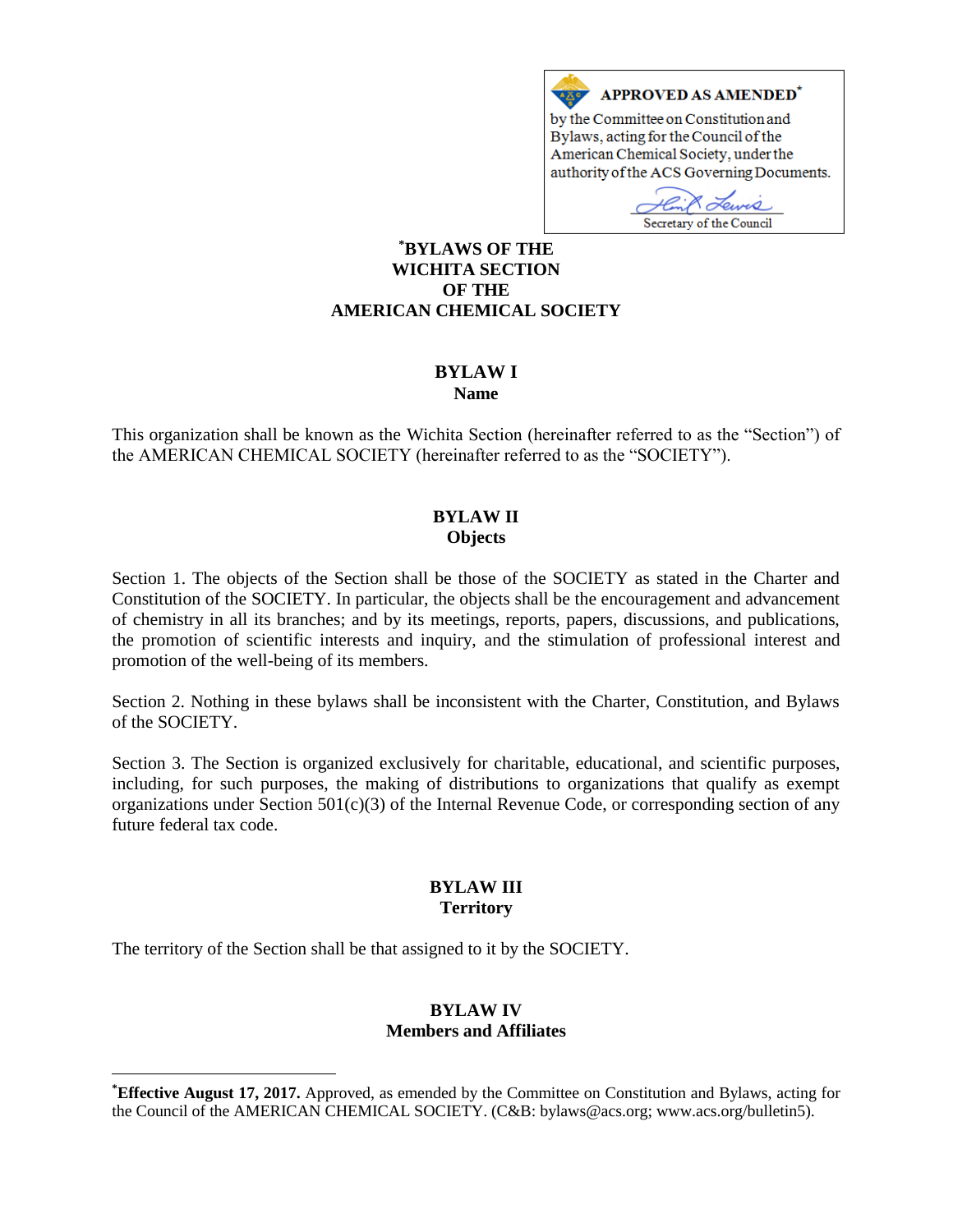**APPROVED AS AMENDED***
by the Committee on Constitution and Bylaws, acting for the Council of the American Chemical Society, under the authority of the ACS Governing Documents.

Secretary of the Council

# *BYLAWS OF THE WICHITA SECTION OF THE AMERICAN CHEMICAL SOCIETY

## BYLAW I
### Name

This organization shall be known as the Wichita Section (hereinafter referred to as the "Section") of the AMERICAN CHEMICAL SOCIETY (hereinafter referred to as the "SOCIETY").

## BYLAW II
### Objects

Section 1. The objects of the Section shall be those of the SOCIETY as stated in the Charter and Constitution of the SOCIETY. In particular, the objects shall be the encouragement and advancement of chemistry in all its branches; and by its meetings, reports, papers, discussions, and publications, the promotion of scientific interests and inquiry, and the stimulation of professional interest and promotion of the well-being of its members.

Section 2. Nothing in these bylaws shall be inconsistent with the Charter, Constitution, and Bylaws of the SOCIETY.

Section 3. The Section is organized exclusively for charitable, educational, and scientific purposes, including, for such purposes, the making of distributions to organizations that qualify as exempt organizations under Section 501(c)(3) of the Internal Revenue Code, or corresponding section of any future federal tax code.

## BYLAW III
### Territory

The territory of the Section shall be that assigned to it by the SOCIETY.

## BYLAW IV
### Members and Affiliates

---

***Effective August 17, 2017.** Approved, as emended by the Committee on Constitution and Bylaws, acting for the Council of the AMERICAN CHEMICAL SOCIETY. (C&B: bylaws@acs.org; www.acs.org/bulletin5).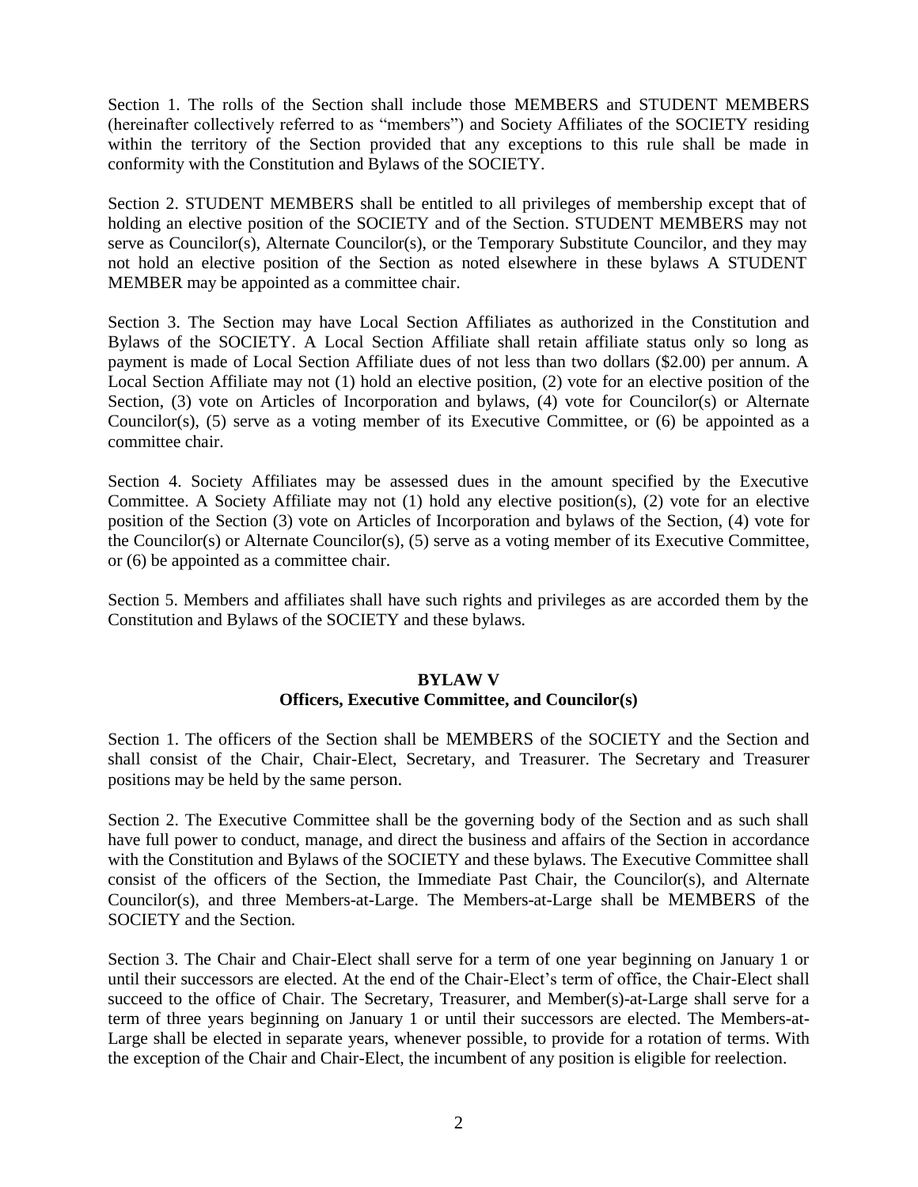Section 1. The rolls of the Section shall include those MEMBERS and STUDENT MEMBERS (hereinafter collectively referred to as "members") and Society Affiliates of the SOCIETY residing within the territory of the Section provided that any exceptions to this rule shall be made in conformity with the Constitution and Bylaws of the SOCIETY.

Section 2. STUDENT MEMBERS shall be entitled to all privileges of membership except that of holding an elective position of the SOCIETY and of the Section. STUDENT MEMBERS may not serve as Councilor(s), Alternate Councilor(s), or the Temporary Substitute Councilor, and they may not hold an elective position of the Section as noted elsewhere in these bylaws A STUDENT MEMBER may be appointed as a committee chair.

Section 3. The Section may have Local Section Affiliates as authorized in the Constitution and Bylaws of the SOCIETY. A Local Section Affiliate shall retain affiliate status only so long as payment is made of Local Section Affiliate dues of not less than two dollars ($2.00) per annum. A Local Section Affiliate may not (1) hold an elective position, (2) vote for an elective position of the Section, (3) vote on Articles of Incorporation and bylaws, (4) vote for Councilor(s) or Alternate Councilor(s), (5) serve as a voting member of its Executive Committee, or (6) be appointed as a committee chair.

Section 4. Society Affiliates may be assessed dues in the amount specified by the Executive Committee. A Society Affiliate may not (1) hold any elective position(s), (2) vote for an elective position of the Section (3) vote on Articles of Incorporation and bylaws of the Section, (4) vote for the Councilor(s) or Alternate Councilor(s), (5) serve as a voting member of its Executive Committee, or (6) be appointed as a committee chair.

Section 5. Members and affiliates shall have such rights and privileges as are accorded them by the Constitution and Bylaws of the SOCIETY and these bylaws.

## BYLAW V
## Officers, Executive Committee, and Councilor(s)

Section 1. The officers of the Section shall be MEMBERS of the SOCIETY and the Section and shall consist of the Chair, Chair-Elect, Secretary, and Treasurer. The Secretary and Treasurer positions may be held by the same person.

Section 2. The Executive Committee shall be the governing body of the Section and as such shall have full power to conduct, manage, and direct the business and affairs of the Section in accordance with the Constitution and Bylaws of the SOCIETY and these bylaws. The Executive Committee shall consist of the officers of the Section, the Immediate Past Chair, the Councilor(s), and Alternate Councilor(s), and three Members-at-Large. The Members-at-Large shall be MEMBERS of the SOCIETY and the Section.

Section 3. The Chair and Chair-Elect shall serve for a term of one year beginning on January 1 or until their successors are elected. At the end of the Chair-Elect's term of office, the Chair-Elect shall succeed to the office of Chair. The Secretary, Treasurer, and Member(s)-at-Large shall serve for a term of three years beginning on January 1 or until their successors are elected. The Members-at-Large shall be elected in separate years, whenever possible, to provide for a rotation of terms. With the exception of the Chair and Chair-Elect, the incumbent of any position is eligible for reelection.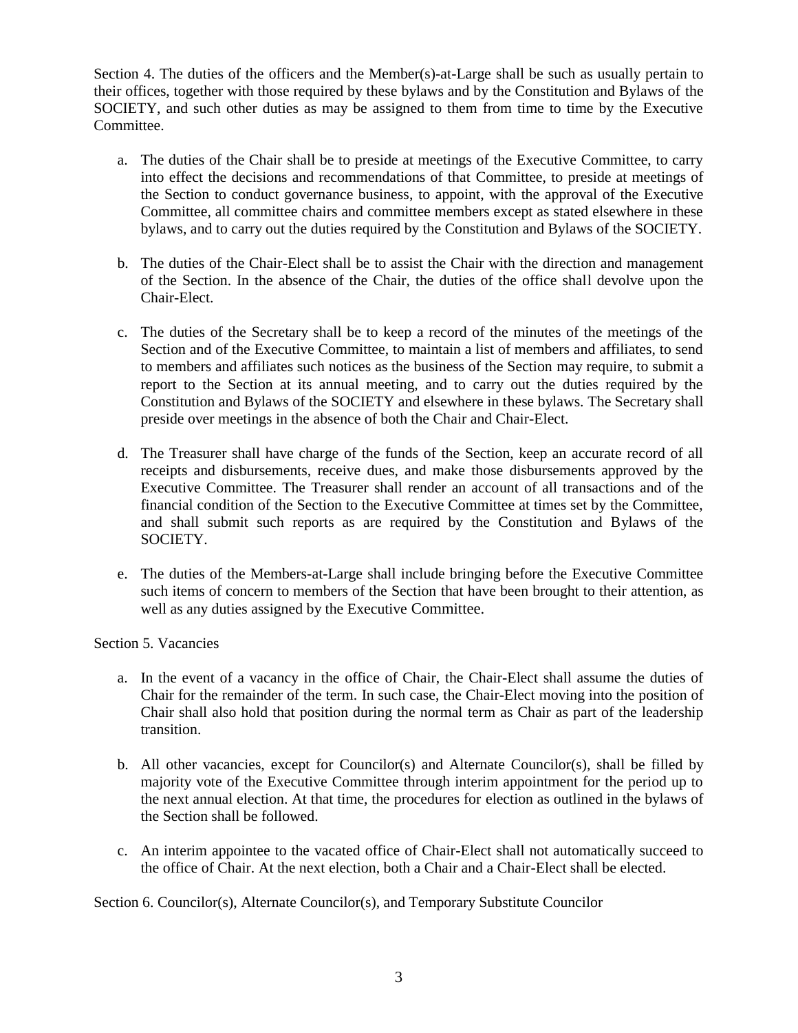Section 4. The duties of the officers and the Member(s)-at-Large shall be such as usually pertain to their offices, together with those required by these bylaws and by the Constitution and Bylaws of the SOCIETY, and such other duties as may be assigned to them from time to time by the Executive Committee.

a. The duties of the Chair shall be to preside at meetings of the Executive Committee, to carry into effect the decisions and recommendations of that Committee, to preside at meetings of the Section to conduct governance business, to appoint, with the approval of the Executive Committee, all committee chairs and committee members except as stated elsewhere in these bylaws, and to carry out the duties required by the Constitution and Bylaws of the SOCIETY.

b. The duties of the Chair-Elect shall be to assist the Chair with the direction and management of the Section. In the absence of the Chair, the duties of the office shall devolve upon the Chair-Elect.

c. The duties of the Secretary shall be to keep a record of the minutes of the meetings of the Section and of the Executive Committee, to maintain a list of members and affiliates, to send to members and affiliates such notices as the business of the Section may require, to submit a report to the Section at its annual meeting, and to carry out the duties required by the Constitution and Bylaws of the SOCIETY and elsewhere in these bylaws. The Secretary shall preside over meetings in the absence of both the Chair and Chair-Elect.

d. The Treasurer shall have charge of the funds of the Section, keep an accurate record of all receipts and disbursements, receive dues, and make those disbursements approved by the Executive Committee. The Treasurer shall render an account of all transactions and of the financial condition of the Section to the Executive Committee at times set by the Committee, and shall submit such reports as are required by the Constitution and Bylaws of the SOCIETY.

e. The duties of the Members-at-Large shall include bringing before the Executive Committee such items of concern to members of the Section that have been brought to their attention, as well as any duties assigned by the Executive Committee.

Section 5. Vacancies

a. In the event of a vacancy in the office of Chair, the Chair-Elect shall assume the duties of Chair for the remainder of the term. In such case, the Chair-Elect moving into the position of Chair shall also hold that position during the normal term as Chair as part of the leadership transition.

b. All other vacancies, except for Councilor(s) and Alternate Councilor(s), shall be filled by majority vote of the Executive Committee through interim appointment for the period up to the next annual election. At that time, the procedures for election as outlined in the bylaws of the Section shall be followed.

c. An interim appointee to the vacated office of Chair-Elect shall not automatically succeed to the office of Chair. At the next election, both a Chair and a Chair-Elect shall be elected.

Section 6. Councilor(s), Alternate Councilor(s), and Temporary Substitute Councilor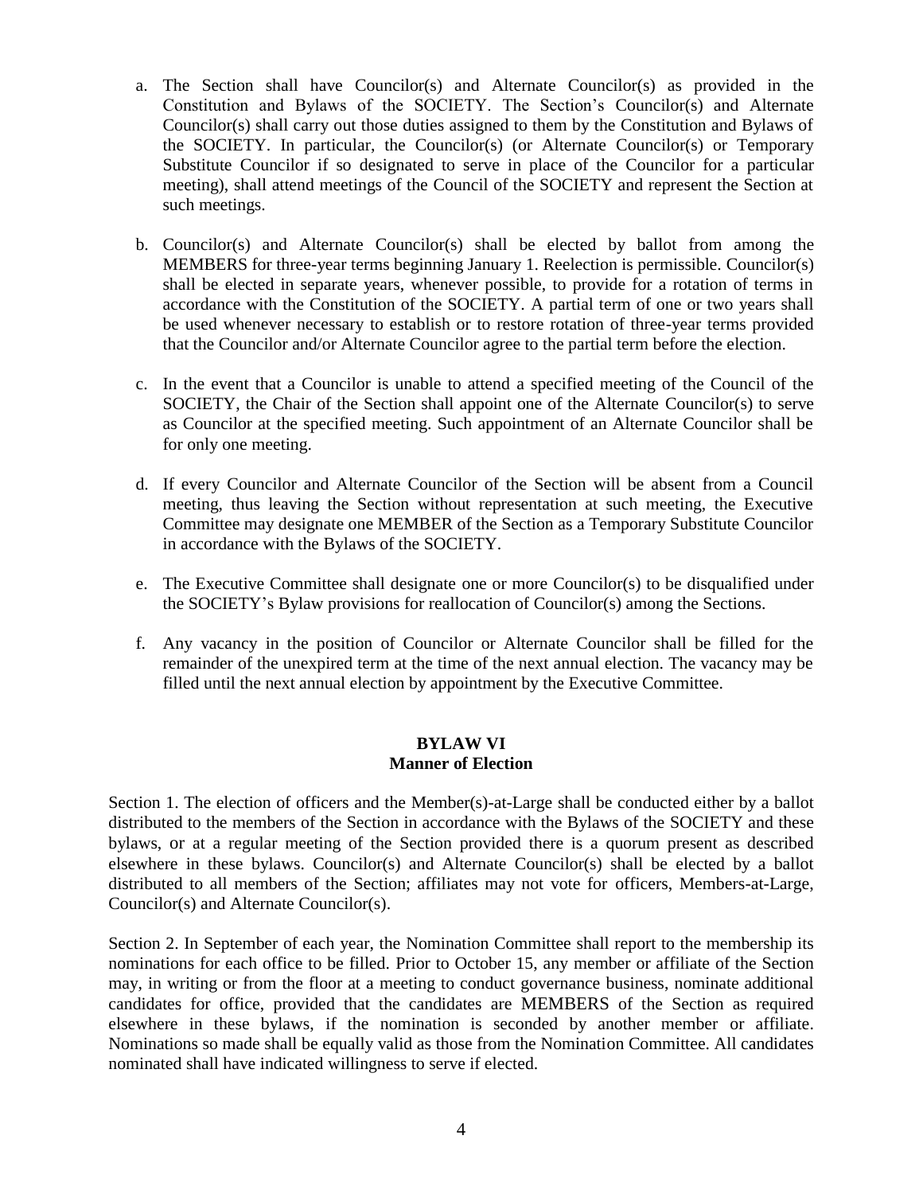a. The Section shall have Councilor(s) and Alternate Councilor(s) as provided in the Constitution and Bylaws of the SOCIETY. The Section's Councilor(s) and Alternate Councilor(s) shall carry out those duties assigned to them by the Constitution and Bylaws of the SOCIETY. In particular, the Councilor(s) (or Alternate Councilor(s) or Temporary Substitute Councilor if so designated to serve in place of the Councilor for a particular meeting), shall attend meetings of the Council of the SOCIETY and represent the Section at such meetings.

b. Councilor(s) and Alternate Councilor(s) shall be elected by ballot from among the MEMBERS for three-year terms beginning January 1. Reelection is permissible. Councilor(s) shall be elected in separate years, whenever possible, to provide for a rotation of terms in accordance with the Constitution of the SOCIETY. A partial term of one or two years shall be used whenever necessary to establish or to restore rotation of three-year terms provided that the Councilor and/or Alternate Councilor agree to the partial term before the election.

c. In the event that a Councilor is unable to attend a specified meeting of the Council of the SOCIETY, the Chair of the Section shall appoint one of the Alternate Councilor(s) to serve as Councilor at the specified meeting. Such appointment of an Alternate Councilor shall be for only one meeting.

d. If every Councilor and Alternate Councilor of the Section will be absent from a Council meeting, thus leaving the Section without representation at such meeting, the Executive Committee may designate one MEMBER of the Section as a Temporary Substitute Councilor in accordance with the Bylaws of the SOCIETY.

e. The Executive Committee shall designate one or more Councilor(s) to be disqualified under the SOCIETY's Bylaw provisions for reallocation of Councilor(s) among the Sections.

f. Any vacancy in the position of Councilor or Alternate Councilor shall be filled for the remainder of the unexpired term at the time of the next annual election. The vacancy may be filled until the next annual election by appointment by the Executive Committee.

## BYLAW VI
## Manner of Election

Section 1. The election of officers and the Member(s)-at-Large shall be conducted either by a ballot distributed to the members of the Section in accordance with the Bylaws of the SOCIETY and these bylaws, or at a regular meeting of the Section provided there is a quorum present as described elsewhere in these bylaws. Councilor(s) and Alternate Councilor(s) shall be elected by a ballot distributed to all members of the Section; affiliates may not vote for officers, Members-at-Large, Councilor(s) and Alternate Councilor(s).

Section 2. In September of each year, the Nomination Committee shall report to the membership its nominations for each office to be filled. Prior to October 15, any member or affiliate of the Section may, in writing or from the floor at a meeting to conduct governance business, nominate additional candidates for office, provided that the candidates are MEMBERS of the Section as required elsewhere in these bylaws, if the nomination is seconded by another member or affiliate. Nominations so made shall be equally valid as those from the Nomination Committee. All candidates nominated shall have indicated willingness to serve if elected.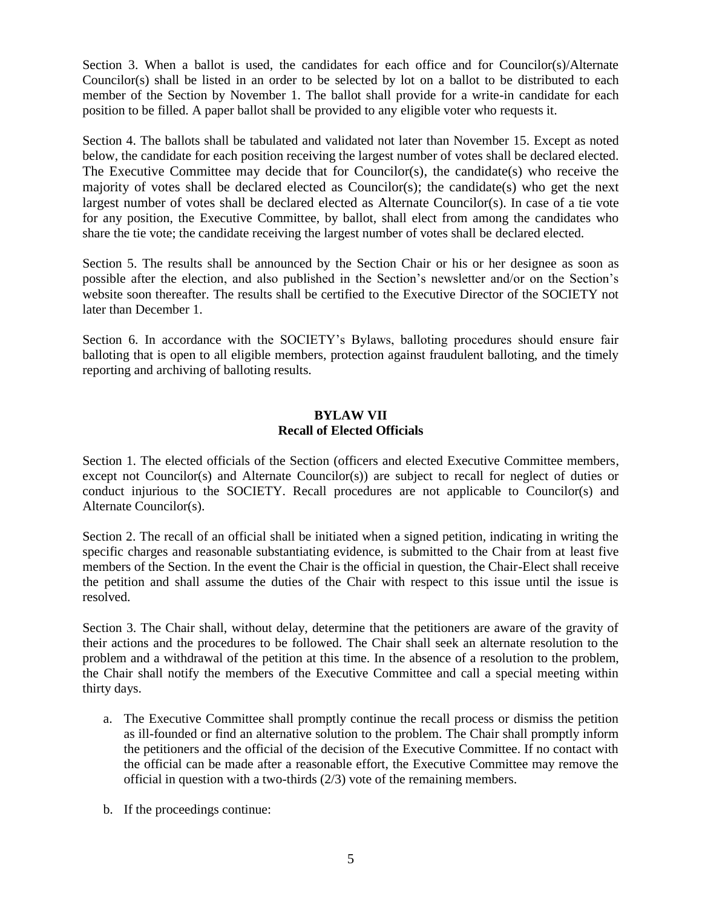Section 3. When a ballot is used, the candidates for each office and for Councilor(s)/Alternate Councilor(s) shall be listed in an order to be selected by lot on a ballot to be distributed to each member of the Section by November 1. The ballot shall provide for a write-in candidate for each position to be filled. A paper ballot shall be provided to any eligible voter who requests it.

Section 4. The ballots shall be tabulated and validated not later than November 15. Except as noted below, the candidate for each position receiving the largest number of votes shall be declared elected. The Executive Committee may decide that for Councilor(s), the candidate(s) who receive the majority of votes shall be declared elected as Councilor(s); the candidate(s) who get the next largest number of votes shall be declared elected as Alternate Councilor(s). In case of a tie vote for any position, the Executive Committee, by ballot, shall elect from among the candidates who share the tie vote; the candidate receiving the largest number of votes shall be declared elected.

Section 5. The results shall be announced by the Section Chair or his or her designee as soon as possible after the election, and also published in the Section's newsletter and/or on the Section's website soon thereafter. The results shall be certified to the Executive Director of the SOCIETY not later than December 1.

Section 6. In accordance with the SOCIETY's Bylaws, balloting procedures should ensure fair balloting that is open to all eligible members, protection against fraudulent balloting, and the timely reporting and archiving of balloting results.

## BYLAW VII
## Recall of Elected Officials

Section 1. The elected officials of the Section (officers and elected Executive Committee members, except not Councilor(s) and Alternate Councilor(s)) are subject to recall for neglect of duties or conduct injurious to the SOCIETY. Recall procedures are not applicable to Councilor(s) and Alternate Councilor(s).

Section 2. The recall of an official shall be initiated when a signed petition, indicating in writing the specific charges and reasonable substantiating evidence, is submitted to the Chair from at least five members of the Section. In the event the Chair is the official in question, the Chair-Elect shall receive the petition and shall assume the duties of the Chair with respect to this issue until the issue is resolved.

Section 3. The Chair shall, without delay, determine that the petitioners are aware of the gravity of their actions and the procedures to be followed. The Chair shall seek an alternate resolution to the problem and a withdrawal of the petition at this time. In the absence of a resolution to the problem, the Chair shall notify the members of the Executive Committee and call a special meeting within thirty days.

a. The Executive Committee shall promptly continue the recall process or dismiss the petition as ill-founded or find an alternative solution to the problem. The Chair shall promptly inform the petitioners and the official of the decision of the Executive Committee. If no contact with the official can be made after a reasonable effort, the Executive Committee may remove the official in question with a two-thirds (2/3) vote of the remaining members.

b. If the proceedings continue: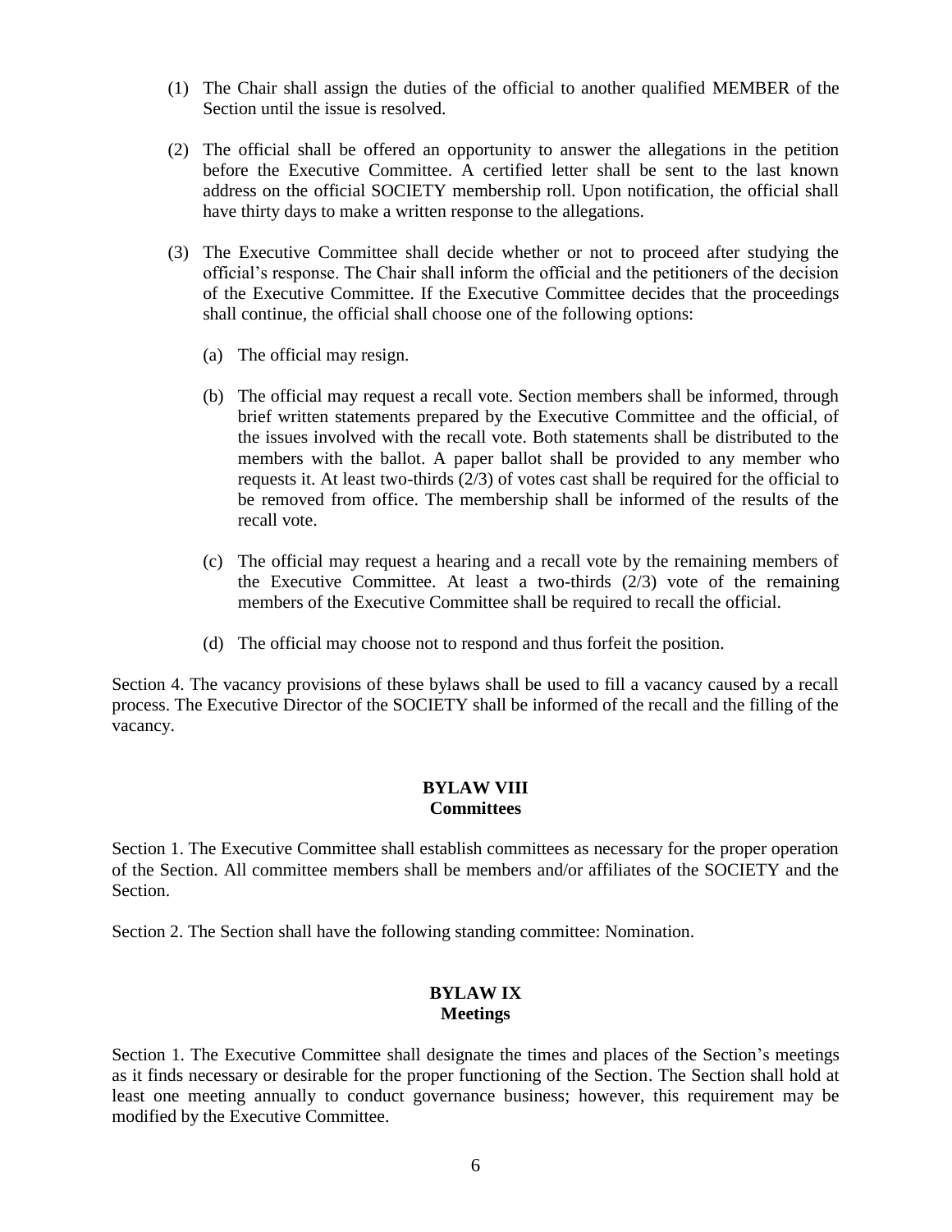(1) The Chair shall assign the duties of the official to another qualified MEMBER of the Section until the issue is resolved.

(2) The official shall be offered an opportunity to answer the allegations in the petition before the Executive Committee. A certified letter shall be sent to the last known address on the official SOCIETY membership roll. Upon notification, the official shall have thirty days to make a written response to the allegations.

(3) The Executive Committee shall decide whether or not to proceed after studying the official's response. The Chair shall inform the official and the petitioners of the decision of the Executive Committee. If the Executive Committee decides that the proceedings shall continue, the official shall choose one of the following options:

(a) The official may resign.

(b) The official may request a recall vote. Section members shall be informed, through brief written statements prepared by the Executive Committee and the official, of the issues involved with the recall vote. Both statements shall be distributed to the members with the ballot. A paper ballot shall be provided to any member who requests it. At least two-thirds (2/3) of votes cast shall be required for the official to be removed from office. The membership shall be informed of the results of the recall vote.

(c) The official may request a hearing and a recall vote by the remaining members of the Executive Committee. At least a two-thirds (2/3) vote of the remaining members of the Executive Committee shall be required to recall the official.

(d) The official may choose not to respond and thus forfeit the position.

Section 4. The vacancy provisions of these bylaws shall be used to fill a vacancy caused by a recall process. The Executive Director of the SOCIETY shall be informed of the recall and the filling of the vacancy.

## BYLAW VIII
## Committees

Section 1. The Executive Committee shall establish committees as necessary for the proper operation of the Section. All committee members shall be members and/or affiliates of the SOCIETY and the Section.

Section 2. The Section shall have the following standing committee: Nomination.

## BYLAW IX
## Meetings

Section 1. The Executive Committee shall designate the times and places of the Section's meetings as it finds necessary or desirable for the proper functioning of the Section. The Section shall hold at least one meeting annually to conduct governance business; however, this requirement may be modified by the Executive Committee.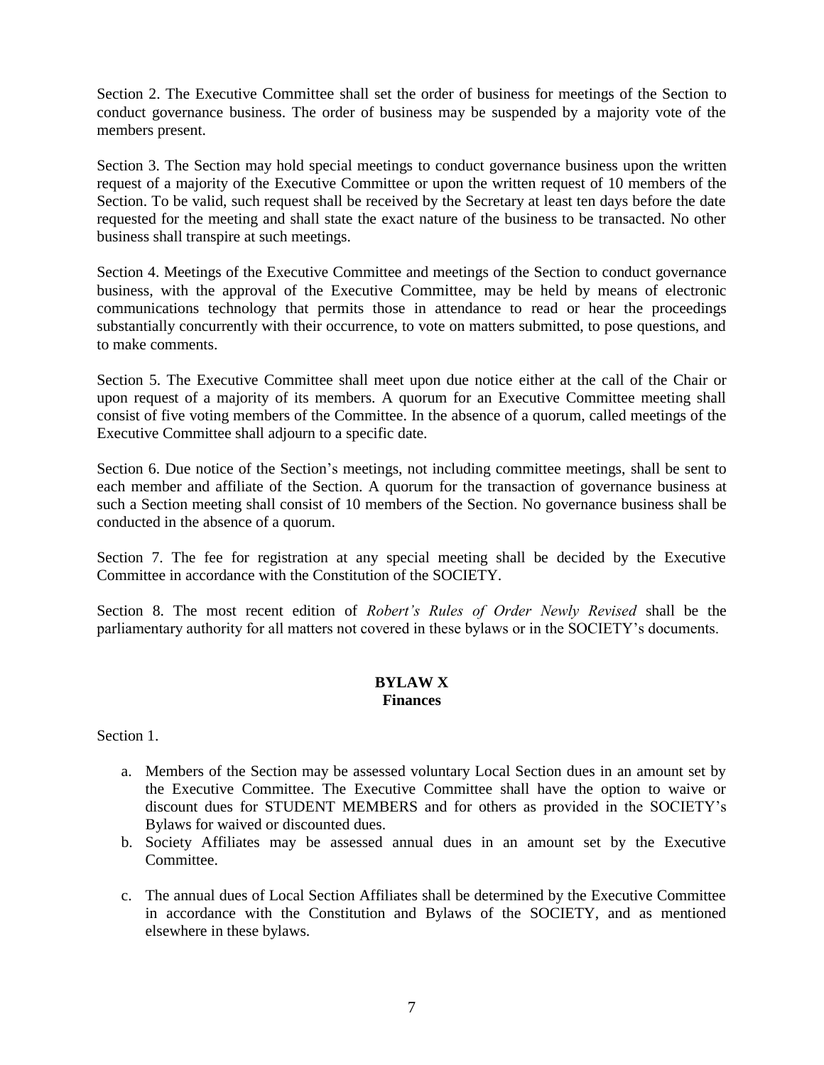Section 2. The Executive Committee shall set the order of business for meetings of the Section to conduct governance business. The order of business may be suspended by a majority vote of the members present.

Section 3. The Section may hold special meetings to conduct governance business upon the written request of a majority of the Executive Committee or upon the written request of 10 members of the Section. To be valid, such request shall be received by the Secretary at least ten days before the date requested for the meeting and shall state the exact nature of the business to be transacted. No other business shall transpire at such meetings.

Section 4. Meetings of the Executive Committee and meetings of the Section to conduct governance business, with the approval of the Executive Committee, may be held by means of electronic communications technology that permits those in attendance to read or hear the proceedings substantially concurrently with their occurrence, to vote on matters submitted, to pose questions, and to make comments.

Section 5. The Executive Committee shall meet upon due notice either at the call of the Chair or upon request of a majority of its members. A quorum for an Executive Committee meeting shall consist of five voting members of the Committee. In the absence of a quorum, called meetings of the Executive Committee shall adjourn to a specific date.

Section 6. Due notice of the Section's meetings, not including committee meetings, shall be sent to each member and affiliate of the Section. A quorum for the transaction of governance business at such a Section meeting shall consist of 10 members of the Section. No governance business shall be conducted in the absence of a quorum.

Section 7. The fee for registration at any special meeting shall be decided by the Executive Committee in accordance with the Constitution of the SOCIETY.

Section 8. The most recent edition of *Robert's Rules of Order Newly Revised* shall be the parliamentary authority for all matters not covered in these bylaws or in the SOCIETY's documents.

## BYLAW X
## Finances

Section 1.

a. Members of the Section may be assessed voluntary Local Section dues in an amount set by the Executive Committee. The Executive Committee shall have the option to waive or discount dues for STUDENT MEMBERS and for others as provided in the SOCIETY's Bylaws for waived or discounted dues.
b. Society Affiliates may be assessed annual dues in an amount set by the Executive Committee.
c. The annual dues of Local Section Affiliates shall be determined by the Executive Committee in accordance with the Constitution and Bylaws of the SOCIETY, and as mentioned elsewhere in these bylaws.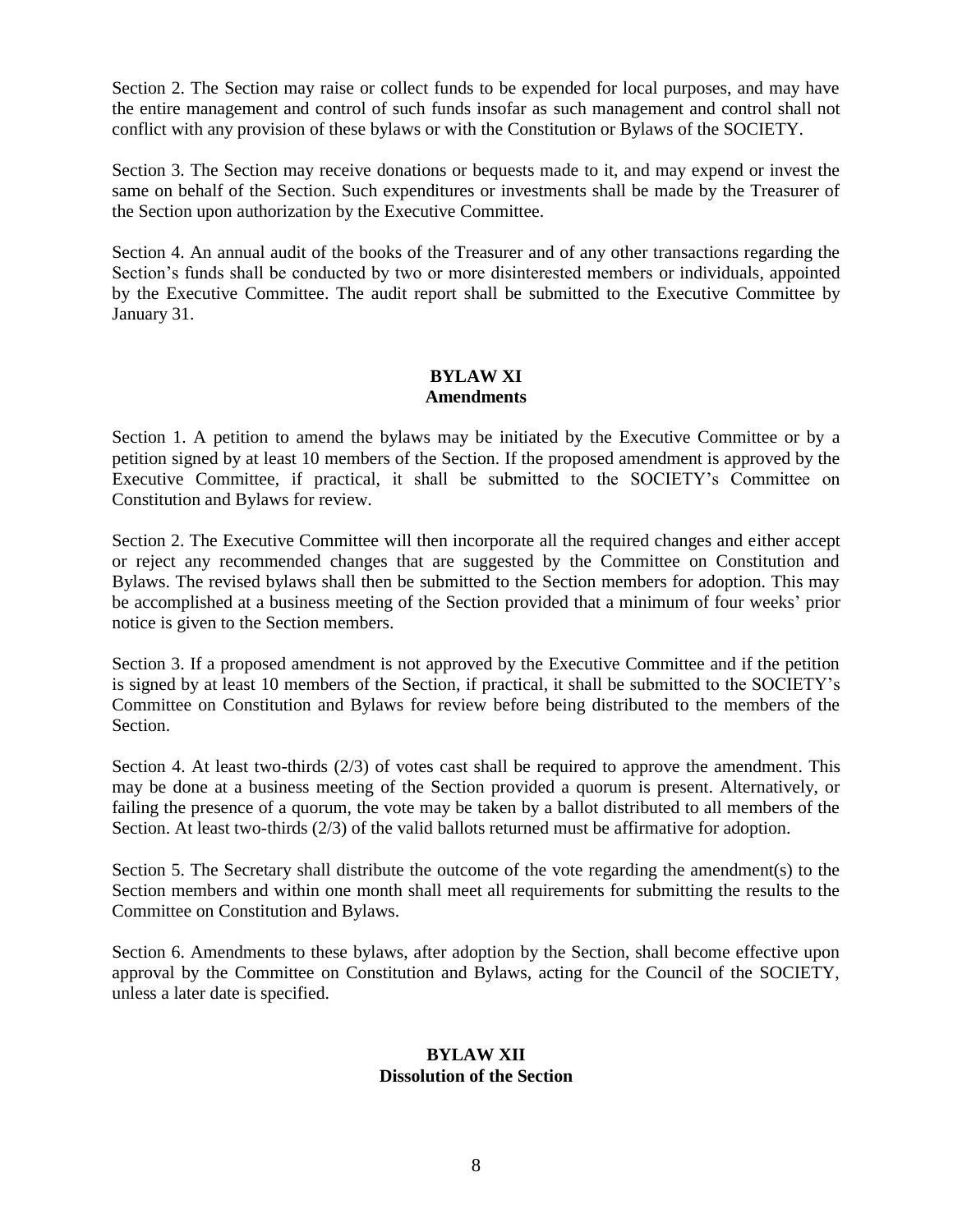Section 2. The Section may raise or collect funds to be expended for local purposes, and may have the entire management and control of such funds insofar as such management and control shall not conflict with any provision of these bylaws or with the Constitution or Bylaws of the SOCIETY.

Section 3. The Section may receive donations or bequests made to it, and may expend or invest the same on behalf of the Section. Such expenditures or investments shall be made by the Treasurer of the Section upon authorization by the Executive Committee.

Section 4. An annual audit of the books of the Treasurer and of any other transactions regarding the Section's funds shall be conducted by two or more disinterested members or individuals, appointed by the Executive Committee. The audit report shall be submitted to the Executive Committee by January 31.

## BYLAW XI
## Amendments

Section 1. A petition to amend the bylaws may be initiated by the Executive Committee or by a petition signed by at least 10 members of the Section. If the proposed amendment is approved by the Executive Committee, if practical, it shall be submitted to the SOCIETY's Committee on Constitution and Bylaws for review.

Section 2. The Executive Committee will then incorporate all the required changes and either accept or reject any recommended changes that are suggested by the Committee on Constitution and Bylaws. The revised bylaws shall then be submitted to the Section members for adoption. This may be accomplished at a business meeting of the Section provided that a minimum of four weeks' prior notice is given to the Section members.

Section 3. If a proposed amendment is not approved by the Executive Committee and if the petition is signed by at least 10 members of the Section, if practical, it shall be submitted to the SOCIETY's Committee on Constitution and Bylaws for review before being distributed to the members of the Section.

Section 4. At least two-thirds (2/3) of votes cast shall be required to approve the amendment. This may be done at a business meeting of the Section provided a quorum is present. Alternatively, or failing the presence of a quorum, the vote may be taken by a ballot distributed to all members of the Section. At least two-thirds (2/3) of the valid ballots returned must be affirmative for adoption.

Section 5. The Secretary shall distribute the outcome of the vote regarding the amendment(s) to the Section members and within one month shall meet all requirements for submitting the results to the Committee on Constitution and Bylaws.

Section 6. Amendments to these bylaws, after adoption by the Section, shall become effective upon approval by the Committee on Constitution and Bylaws, acting for the Council of the SOCIETY, unless a later date is specified.

## BYLAW XII
## Dissolution of the Section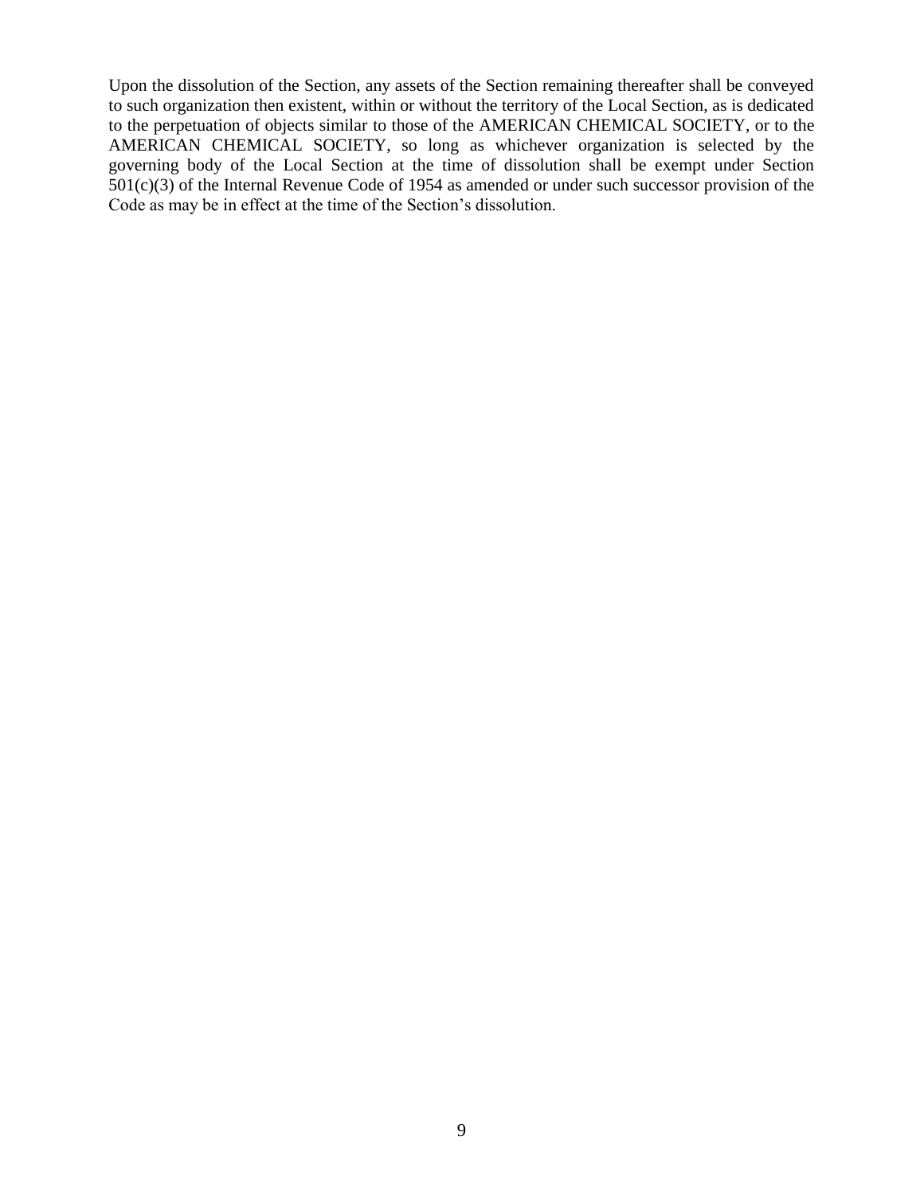Upon the dissolution of the Section, any assets of the Section remaining thereafter shall be conveyed to such organization then existent, within or without the territory of the Local Section, as is dedicated to the perpetuation of objects similar to those of the AMERICAN CHEMICAL SOCIETY, or to the AMERICAN CHEMICAL SOCIETY, so long as whichever organization is selected by the governing body of the Local Section at the time of dissolution shall be exempt under Section 501(c)(3) of the Internal Revenue Code of 1954 as amended or under such successor provision of the Code as may be in effect at the time of the Section's dissolution.